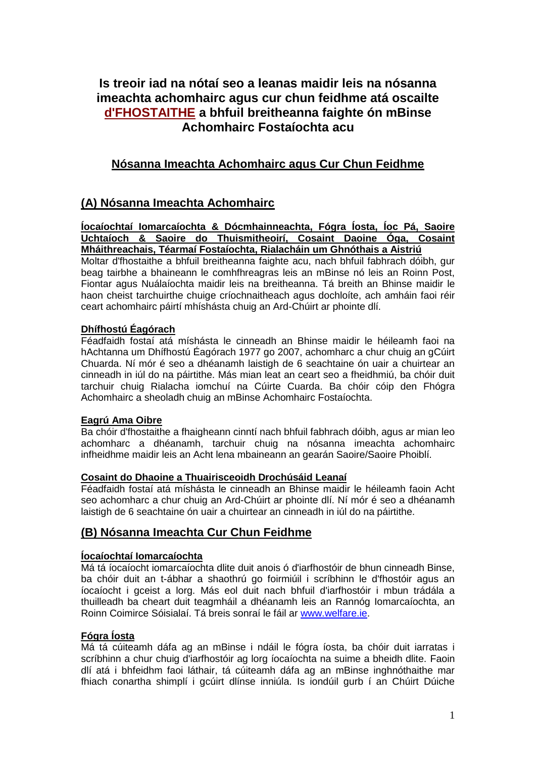# Is treoir iad na nótaí seo a leanas maidir leis na nósanna imeachta achomhairc agus cur chun feidhme atá oscailte d'FHOSTAITHE a bhfuil breitheanna faighte ón mBinse Achomhairc Fostaíochta acu

## Nósanna Imeachta Achomhairc agus Cur Chun Feidhme

## (A) Nósanna Imeachta Achomhairc

**Íocaíochtaí Iomarcaíochta & Dócmhainneachta, Fógra Íosta, Íoc Pá, Saoire Uchtaíoch & Saoire do Thuismitheoirí, Cosaint Daoine Óga, Cosaint Mháithreachais, Téarmaí Fostaíochta, Rialacháin um Ghnóthais a Aistriú**

Moltar d'fhostaithe a bhfuil breitheanna faighte acu, nach bhfuil fabhrach dóibh, gur beag tairbhe a bhaineann le comhfhreagras leis an mBinse nó leis an Roinn Post, Fiontar agus Nuálaíochta maidir leis na breitheanna. Tá breith an Bhinse maidir le haon cheist tarchuirthe chuige críochnaitheach agus dochloíte, ach amháin faoi réir ceart achomhairc páirtí mhíshásta chuig an Ard-Chúirt ar phointe dlí.

**Dhífhostú Éagórach**

Féadfaidh fostaí atá míshásta le cinneadh an Bhinse maidir le héileamh faoi na hAchtanna um Dhífhostú Éagórach 1977 go 2007, achomharc a chur chuig an gCúirt Chuarda. Ní mór é seo a dhéanamh laistigh de 6 seachtaine ón uair a chuirtear an cinneadh in iúl do na páirtithe. Más mian leat an ceart seo a fheidhmiú, ba chóir duit tarchuir chuig Rialacha iomchuí na Cúirte Cuarda. Ba chóir cóip den Fhógra Achomhairc a sheoladh chuig an mBinse Achomhairc Fostaíochta.

**Eagrú Ama Oibre**

Ba chóir d'fhostaithe a fhaigheann cinntí nach bhfuil fabhrach dóibh, agus ar mian leo achomharc a dhéanamh, tarchuir chuig na nósanna imeachta achomhairc infheidhme maidir leis an Acht lena mbaineann an gearán Saoire/Saoire Phoiblí.

**Cosaint do Dhaoine a Thuairisceoidh Drochúsáid Leanaí**

Féadfaidh fostaí atá míshásta le cinneadh an Bhinse maidir le héileamh faoin Acht seo achomharc a chur chuig an Ard-Chúirt ar phointe dlí. Ní mór é seo a dhéanamh laistigh de 6 seachtaine ón uair a chuirtear an cinneadh in iúl do na páirtithe.

## (B) Nósanna Imeachta Cur Chun Feidhme

**Íocaíochtaí Iomarcaíochta**

Má tá íocaíocht iomarcaíochta dlite duit anois ó d'iarfhostóir de bhun cinneadh Binse, ba chóir duit an t-ábhar a shaothrú go foirmiúil i scríbhinn le d'fhostóir agus an íocaíocht i gceist a lorg. Más eol duit nach bhfuil d'iarfhostóir i mbun trádála a thuilleadh ba cheart duit teagmháil a dhéanamh leis an Rannóg Iomarcaíochta, an Roinn Coimirce Sóisialaí. Tá breis sonraí le fáil ar www.welfare.ie.

**Fógra Íosta**

Má tá cúiteamh dáfa ag an mBinse i ndáil le fógra íosta, ba chóir duit iarratas i scríbhinn a chur chuig d'iarfhostóir ag lorg íocaíochta na suime a bheidh dlite. Faoin dlí atá i bhfeidhm faoi láthair, tá cúiteamh dáfa ag an mBinse inghnóthaithe mar fhiach conartha shimplí i gcúirt dlínse inniúla. Is iondúil gurb í an Chúirt Dúiche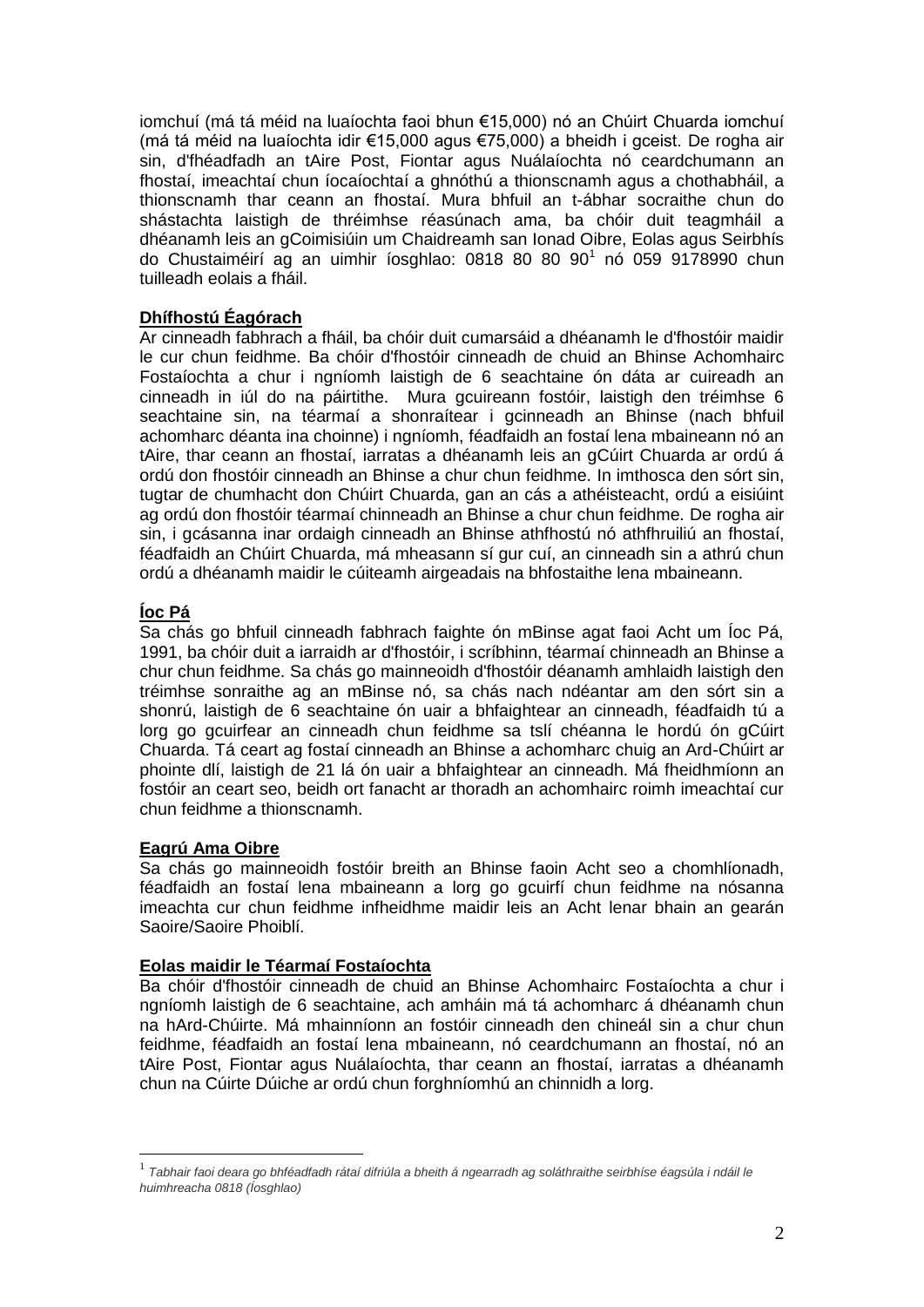iomchuí (má tá méid na luaíochta faoi bhun €15,000) nó an Chúirt Chuarda iomchuí (má tá méid na luaíochta idir €15,000 agus €75,000) a bheidh i gceist. De rogha air sin, d'fhéadfadh an tAire Post, Fiontar agus Nuálaíochta nó ceardchumann an fhostaí, imeachtaí chun íocaíochtaí a ghnóthú a thionscnamh agus a chothabháil, a thionscnamh thar ceann an fhostaí. Mura bhfuil an t-ábhar socraithe chun do shástachta laistigh de thréimhse réasúnach ama, ba chóir duit teagmháil a dhéanamh leis an gCoimisiúin um Chaidreamh san Ionad Oibre, Eolas agus Seirbhís do Chustaiméirí ag an uimhir íosghlao: 0818 80 80 90[1] nó 059 9178990 chun tuilleadh eolais a fháil.

**Dhífhostú Éagórach**

Ar cinneadh fabhrach a fháil, ba chóir duit cumarsáid a dhéanamh le d'fhostóir maidir le cur chun feidhme. Ba chóir d'fhostóir cinneadh de chuid an Bhinse Achomhairc Fostaíochta a chur i ngníomh laistigh de 6 seachtaine ón dáta ar cuireadh an cinneadh in iúl do na páirtithe. Mura gcuireann fostóir, laistigh den tréimhse 6 seachtaine sin, na téarmaí a shonraítear i gcinneadh an Bhinse (nach bhfuil achomharc déanta ina choinne) i ngníomh, féadfaidh an fostaí lena mbaineann nó an tAire, thar ceann an fhostaí, iarratas a dhéanamh leis an gCúirt Chuarda ar ordú á ordú don fhostóir cinneadh an Bhinse a chur chun feidhme. In imthosca den sórt sin, tugtar de chumhacht don Chúirt Chuarda, gan an cás a athéisteacht, ordú a eisiúint ag ordú don fhostóir téarmaí chinneadh an Bhinse a chur chun feidhme. De rogha air sin, i gcásanna inar ordaigh cinneadh an Bhinse athfhostú nó athfhruiliú an fhostaí, féadfaidh an Chúirt Chuarda, má mheasann sí gur cuí, an cinneadh sin a athrú chun ordú a dhéanamh maidir le cúiteamh airgeadais na bhfostaithe lena mbaineann.

**Íoc Pá**

Sa chás go bhfuil cinneadh fabhrach faighte ón mBinse agat faoi Acht um Íoc Pá, 1991, ba chóir duit a iarraidh ar d'fhostóir, i scríbhinn, téarmaí chinneadh an Bhinse a chur chun feidhme. Sa chás go mainneoidh d'fhostóir déanamh amhlaidh laistigh den tréimhse sonraithe ag an mBinse nó, sa chás nach ndéantar am den sórt sin a shonrú, laistigh de 6 seachtaine ón uair a bhfaightear an cinneadh, féadfaidh tú a lorg go gcuirfear an cinneadh chun feidhme sa tslí chéanna le hordú ón gCúirt Chuarda. Tá ceart ag fostaí cinneadh an Bhinse a achomharc chuig an Ard-Chúirt ar phointe dlí, laistigh de 21 lá ón uair a bhfaightear an cinneadh. Má fheidhmíonn an fostóir an ceart seo, beidh ort fanacht ar thoradh an achomhairc roimh imeachtaí cur chun feidhme a thionscnamh.

**Eagrú Ama Oibre**

Sa chás go mainneoidh fostóir breith an Bhinse faoin Acht seo a chomhlíonadh, féadfaidh an fostaí lena mbaineann a lorg go gcuirfí chun feidhme na nósanna imeachta cur chun feidhme infheidhme maidir leis an Acht lenar bhain an gearán Saoire/Saoire Phoiblí.

**Eolas maidir le Téarmaí Fostaíochta**

Ba chóir d'fhostóir cinneadh de chuid an Bhinse Achomhairc Fostaíochta a chur i ngníomh laistigh de 6 seachtaine, ach amháin má tá achomharc á dhéanamh chun na hArd-Chúirte. Má mhainníonn an fostóir cinneadh den chineál sin a chur chun feidhme, féadfaidh an fostaí lena mbaineann, nó ceardchumann an fhostaí, nó an tAire Post, Fiontar agus Nuálaíochta, thar ceann an fhostaí, iarratas a dhéanamh chun na Cúirte Dúiche ar ordú chun forghníomhú an chinnidh a lorg.

---

[1] *Tabhair faoi deara go bhféadfadh rátaí difriúla a bheith á ngearradh ag soláthraithe seirbhíse éagsúla i ndáil le huimhreacha 0818 (Íosghlao)*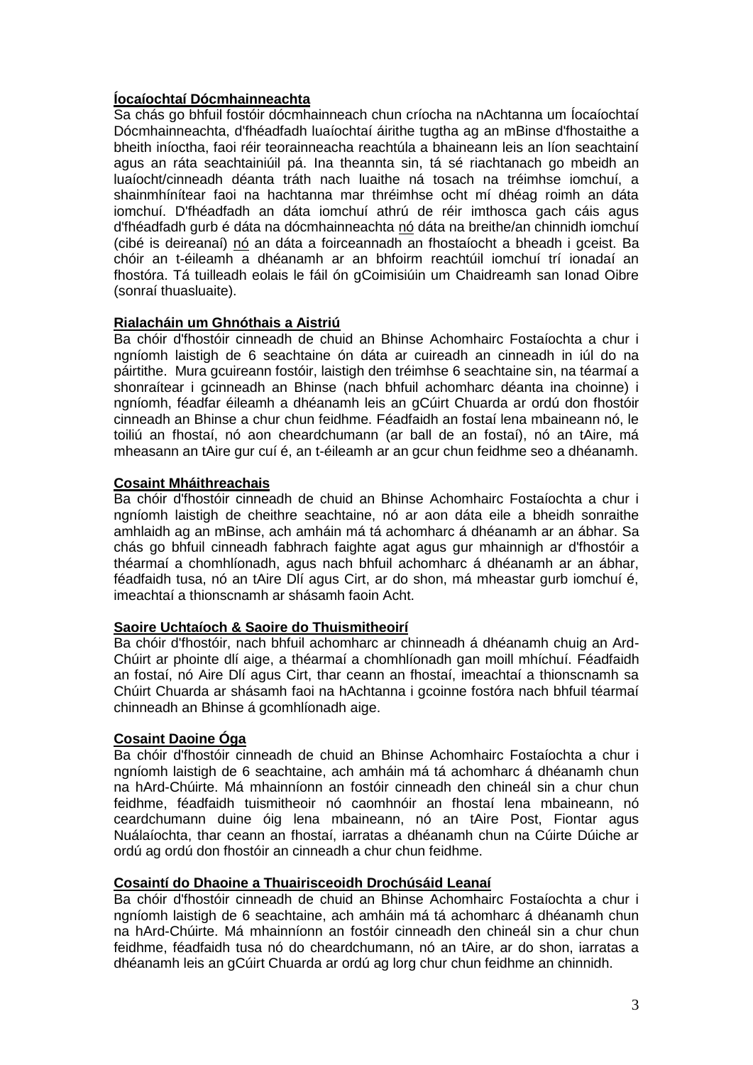**<u>Íocaíochtaí Dócmhainneachta</u>**

Sa chás go bhfuil fostóir dócmhainneach chun críocha na nAchtanna um Íocaíochtaí Dócmhainneachta, d'fhéadfadh luaíochtaí áirithe tugtha ag an mBinse d'fhostaithe a bheith iníoctha, faoi réir teorainneacha reachtúla a bhaineann leis an líon seachtainí agus an ráta seachtainiúil pá. Ina theannta sin, tá sé riachtanach go mbeidh an luaíocht/cinneadh déanta tráth nach luaithe ná tosach na tréimhse iomchuí, a shainmhínítear faoi na hachtanna mar thréimhse ocht mí dhéag roimh an dáta iomchuí. D'fhéadfadh an dáta iomchuí athrú de réir imthosca gach cáis agus d'fhéadfadh gurb é dáta na dócmhainneachta <u>nó</u> dáta na breithe/an chinnidh iomchuí (cibé is deireanaí) <u>nó</u> an dáta a foirceannadh an fhostaíocht a bheadh i gceist. Ba chóir an t-éileamh a dhéanamh ar an bhfoirm reachtúil iomchuí trí ionadaí an fhostóra. Tá tuilleadh eolais le fáil ón gCoimisiúin um Chaidreamh san Ionad Oibre (sonraí thuasluaite).

**<u>Rialacháin um Ghnóthais a Aistriú</u>**

Ba chóir d'fhostóir cinneadh de chuid an Bhinse Achomhairc Fostaíochta a chur i ngníomh laistigh de 6 seachtaine ón dáta ar cuireadh an cinneadh in iúl do na páirtithe. Mura gcuireann fostóir, laistigh den tréimhse 6 seachtaine sin, na téarmaí a shonraítear i gcinneadh an Bhinse (nach bhfuil achomharc déanta ina choinne) i ngníomh, féadfar éileamh a dhéanamh leis an gCúirt Chuarda ar ordú don fhostóir cinneadh an Bhinse a chur chun feidhme. Féadfaidh an fostaí lena mbaineann nó, le toiliú an fhostaí, nó aon cheardchumann (ar ball de an fostaí), nó an tAire, má mheasann an tAire gur cuí é, an t-éileamh ar an gcur chun feidhme seo a dhéanamh.

**<u>Cosaint Mháithreachais</u>**

Ba chóir d'fhostóir cinneadh de chuid an Bhinse Achomhairc Fostaíochta a chur i ngníomh laistigh de cheithre seachtaine, nó ar aon dáta eile a bheidh sonraithe amhlaidh ag an mBinse, ach amháin má tá achomharc á dhéanamh ar an ábhar. Sa chás go bhfuil cinneadh fabhrach faighte agat agus gur mhainnigh ar d'fhostóir a théarmaí a chomhlíonadh, agus nach bhfuil achomharc á dhéanamh ar an ábhar, féadfaidh tusa, nó an tAire Dlí agus Cirt, ar do shon, má mheastar gurb iomchuí é, imeachtaí a thionscnamh ar shásamh faoin Acht.

**<u>Saoire Uchtaíoch & Saoire do Thuismitheoirí</u>**

Ba chóir d'fhostóir, nach bhfuil achomharc ar chinneadh á dhéanamh chuig an Ard-Chúirt ar phointe dlí aige, a théarmaí a chomhlíonadh gan moill mhíchuí. Féadfaidh an fostaí, nó Aire Dlí agus Cirt, thar ceann an fhostaí, imeachtaí a thionscnamh sa Chúirt Chuarda ar shásamh faoi na hAchtanna i gcoinne fostóra nach bhfuil téarmaí chinneadh an Bhinse á gcomhlíonadh aige.

**<u>Cosaint Daoine Óga</u>**

Ba chóir d'fhostóir cinneadh de chuid an Bhinse Achomhairc Fostaíochta a chur i ngníomh laistigh de 6 seachtaine, ach amháin má tá achomharc á dhéanamh chun na hArd-Chúirte. Má mhainníonn an fostóir cinneadh den chineál sin a chur chun feidhme, féadfaidh tuismitheoir nó caomhnóir an fhostaí lena mbaineann, nó ceardchumann duine óig lena mbaineann, nó an tAire Post, Fiontar agus Nuálaíochta, thar ceann an fhostaí, iarratas a dhéanamh chun na Cúirte Dúiche ar ordú ag ordú don fhostóir an cinneadh a chur chun feidhme.

**<u>Cosaintí do Dhaoine a Thuairisceoidh Drochúsáid Leanaí</u>**

Ba chóir d'fhostóir cinneadh de chuid an Bhinse Achomhairc Fostaíochta a chur i ngníomh laistigh de 6 seachtaine, ach amháin má tá achomharc á dhéanamh chun na hArd-Chúirte. Má mhainníonn an fostóir cinneadh den chineál sin a chur chun feidhme, féadfaidh tusa nó do cheardchumann, nó an tAire, ar do shon, iarratas a dhéanamh leis an gCúirt Chuarda ar ordú ag lorg chur chun feidhme an chinnidh.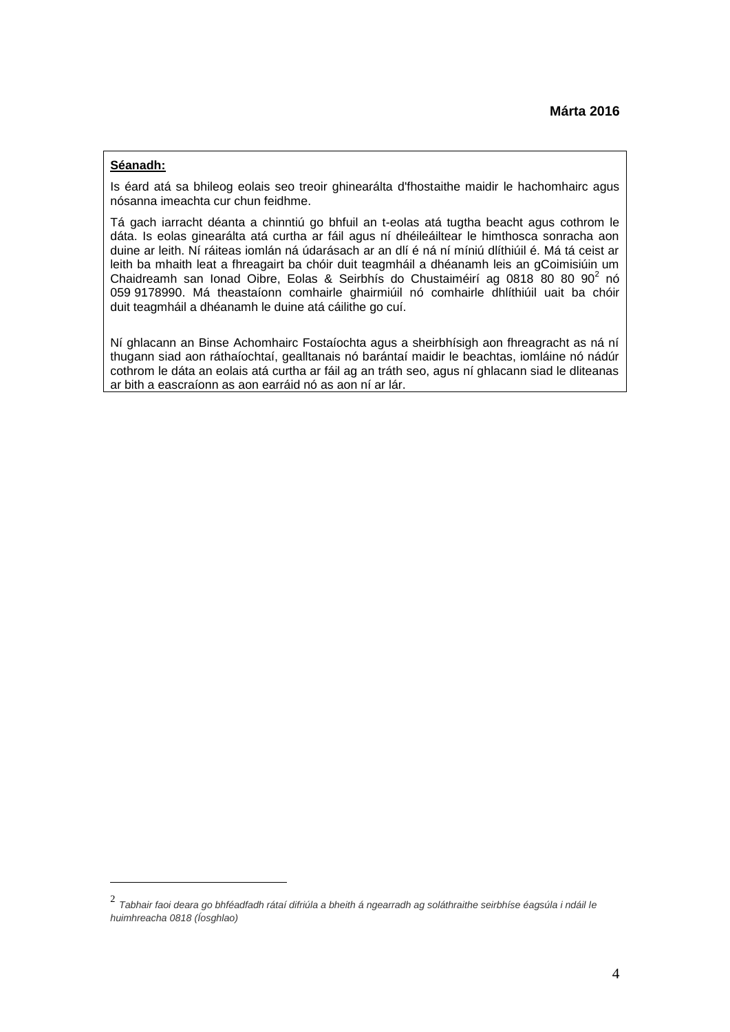**Márta 2016**

**Séanadh:**

Is éard atá sa bhileog eolais seo treoir ghinearálta d'fhostaithe maidir le hachomhairc agus nósanna imeachta cur chun feidhme.

Tá gach iarracht déanta a chinntiú go bhfuil an t-eolas atá tugtha beacht agus cothrom le dáta. Is eolas ginearálta atá curtha ar fáil agus ní dhéileáiltear le himthosca sonracha aon duine ar leith. Ní ráiteas iomlán ná údarásach ar an dlí é ná ní míniú dlíthiúil é. Má tá ceist ar leith ba mhaith leat a fhreagairt ba chóir duit teagmháil a dhéanamh leis an gCoimisiúin um Chaidreamh san Ionad Oibre, Eolas & Seirbhís do Chustaiméirí ag 0818 80 80 90[2] nó 059 9178990. Má theastaíonn comhairle ghairmiúil nó comhairle dhlíthiúil uait ba chóir duit teagmháil a dhéanamh le duine atá cáilithe go cuí.

Ní ghlacann an Binse Achomhairc Fostaíochta agus a sheirbhísigh aon fhreagracht as ná ní thugann siad aon ráthaíochtaí, gealltanais nó barántaí maidir le beachtas, iomláine nó nádúr cothrom le dáta an eolais atá curtha ar fáil ag an tráth seo, agus ní ghlacann siad le dliteanas ar bith a eascraíonn as aon earráid nó as aon ní ar lár.

---

[2] *Tabhair faoi deara go bhféadfadh rátaí difriúla a bheith á ngearradh ag soláthraithe seirbhíse éagsúla i ndáil le huimhreacha 0818 (Íosghlao)*